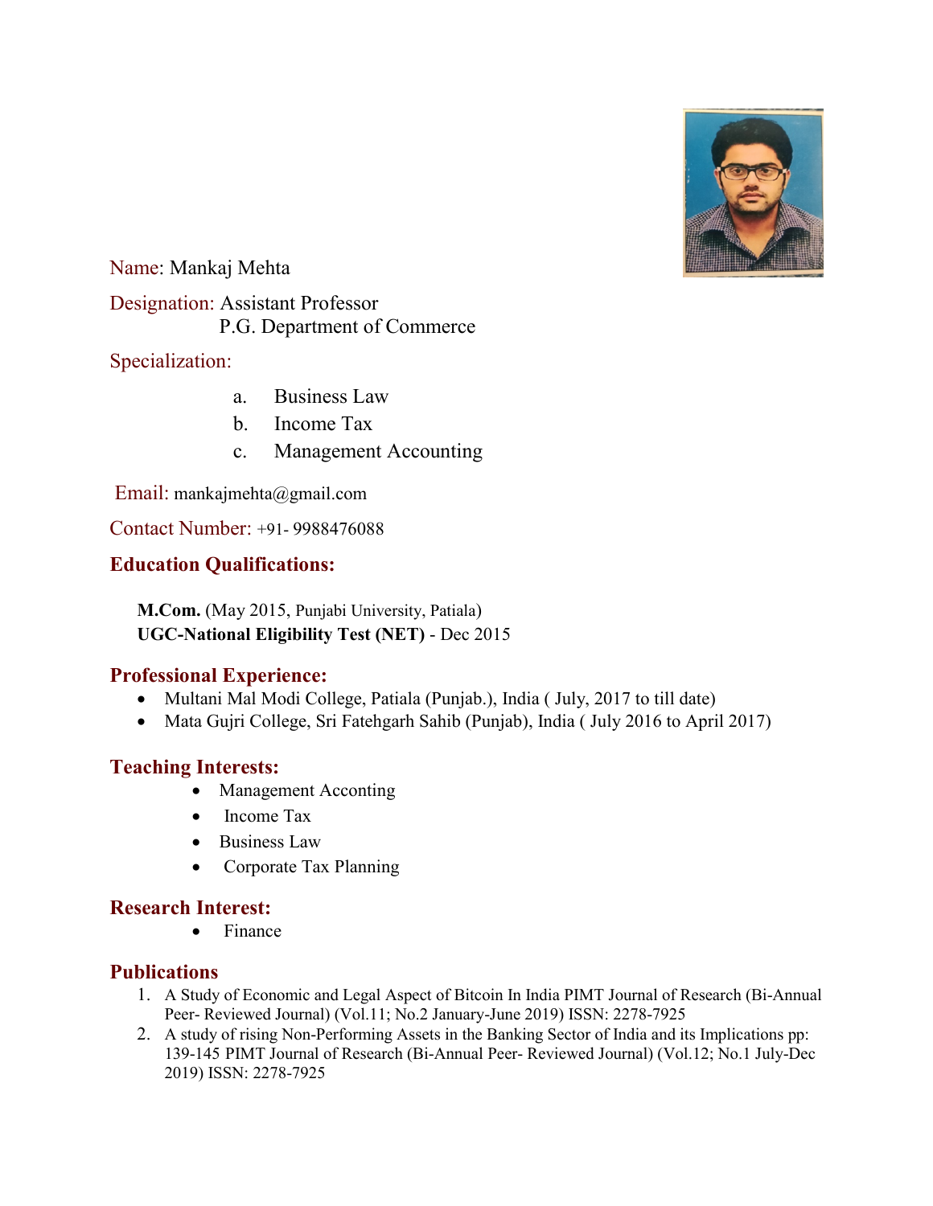Name: Mankaj Mehta

Designation: Assistant Professor
P.G. Department of Commerce

Specialization:

a. Business Law
b. Income Tax
c. Management Accounting

Email: mankajmehta@gmail.com

Contact Number: +91- 9988476088

## Education Qualifications:

**M.Com.** (May 2015, Punjabi University, Patiala)
**UGC-National Eligibility Test (NET)** - Dec 2015

## Professional Experience:

- Multani Mal Modi College, Patiala (Punjab.), India ( July, 2017 to till date)
- Mata Gujri College, Sri Fatehgarh Sahib (Punjab), India ( July 2016 to April 2017)

## Teaching Interests:

- Management Acconting
- Income Tax
- Business Law
- Corporate Tax Planning

## Research Interest:

- Finance

## Publications

1. A Study of Economic and Legal Aspect of Bitcoin In India PIMT Journal of Research (Bi-Annual Peer- Reviewed Journal) (Vol.11; No.2 January-June 2019) ISSN: 2278-7925
2. A study of rising Non-Performing Assets in the Banking Sector of India and its Implications pp: 139-145 PIMT Journal of Research (Bi-Annual Peer- Reviewed Journal) (Vol.12; No.1 July-Dec 2019) ISSN: 2278-7925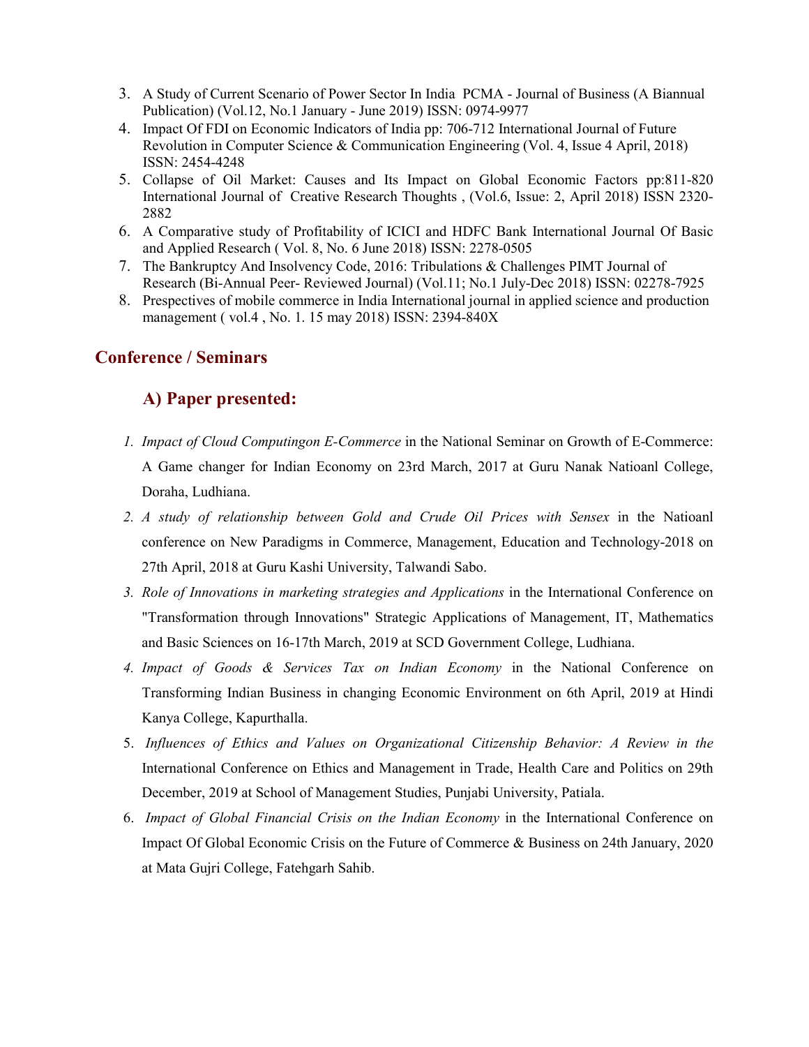3. A Study of Current Scenario of Power Sector In India PCMA - Journal of Business (A Biannual Publication) (Vol.12, No.1 January - June 2019) ISSN: 0974-9977
4. Impact Of FDI on Economic Indicators of India pp: 706-712 International Journal of Future Revolution in Computer Science & Communication Engineering (Vol. 4, Issue 4 April, 2018) ISSN: 2454-4248
5. Collapse of Oil Market: Causes and Its Impact on Global Economic Factors pp:811-820 International Journal of Creative Research Thoughts , (Vol.6, Issue: 2, April 2018) ISSN 2320-2882
6. A Comparative study of Profitability of ICICI and HDFC Bank International Journal Of Basic and Applied Research ( Vol. 8, No. 6 June 2018) ISSN: 2278-0505
7. The Bankruptcy And Insolvency Code, 2016: Tribulations & Challenges PIMT Journal of Research (Bi-Annual Peer- Reviewed Journal) (Vol.11; No.1 July-Dec 2018) ISSN: 02278-7925
8. Prespectives of mobile commerce in India International journal in applied science and production management ( vol.4 , No. 1. 15 may 2018) ISSN: 2394-840X

## Conference / Seminars

### A) Paper presented:

1. *Impact of Cloud Computingon E-Commerce* in the National Seminar on Growth of E-Commerce: A Game changer for Indian Economy on 23rd March, 2017 at Guru Nanak Natioanl College, Doraha, Ludhiana.
2. *A study of relationship between Gold and Crude Oil Prices with Sensex* in the Natioanl conference on New Paradigms in Commerce, Management, Education and Technology-2018 on 27th April, 2018 at Guru Kashi University, Talwandi Sabo.
3. *Role of Innovations in marketing strategies and Applications* in the International Conference on "Transformation through Innovations" Strategic Applications of Management, IT, Mathematics and Basic Sciences on 16-17th March, 2019 at SCD Government College, Ludhiana.
4. *Impact of Goods & Services Tax on Indian Economy* in the National Conference on Transforming Indian Business in changing Economic Environment on 6th April, 2019 at Hindi Kanya College, Kapurthalla.
5. *Influences of Ethics and Values on Organizational Citizenship Behavior: A Review in the* International Conference on Ethics and Management in Trade, Health Care and Politics on 29th December, 2019 at School of Management Studies, Punjabi University, Patiala.
6. *Impact of Global Financial Crisis on the Indian Economy* in the International Conference on Impact Of Global Economic Crisis on the Future of Commerce & Business on 24th January, 2020 at Mata Gujri College, Fatehgarh Sahib.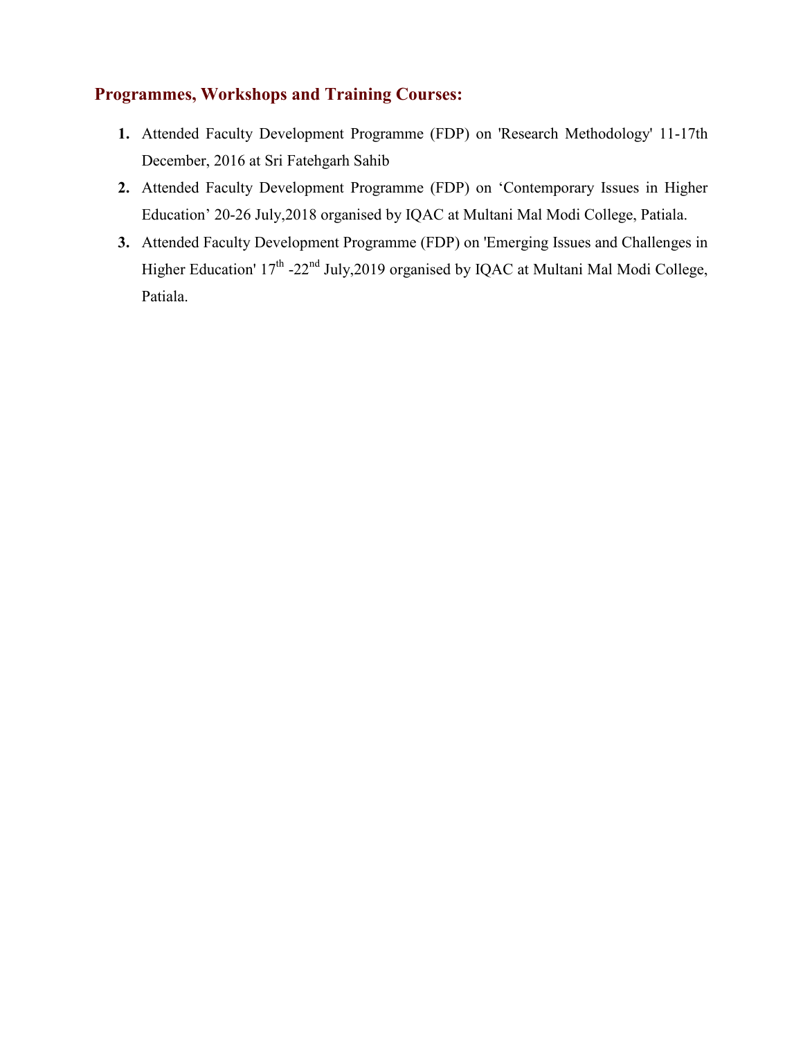## Programmes, Workshops and Training Courses:

1. Attended Faculty Development Programme (FDP) on 'Research Methodology' 11-17th December, 2016 at Sri Fatehgarh Sahib
2. Attended Faculty Development Programme (FDP) on 'Contemporary Issues in Higher Education' 20-26 July,2018 organised by IQAC at Multani Mal Modi College, Patiala.
3. Attended Faculty Development Programme (FDP) on 'Emerging Issues and Challenges in Higher Education' 17th -22nd July,2019 organised by IQAC at Multani Mal Modi College, Patiala.